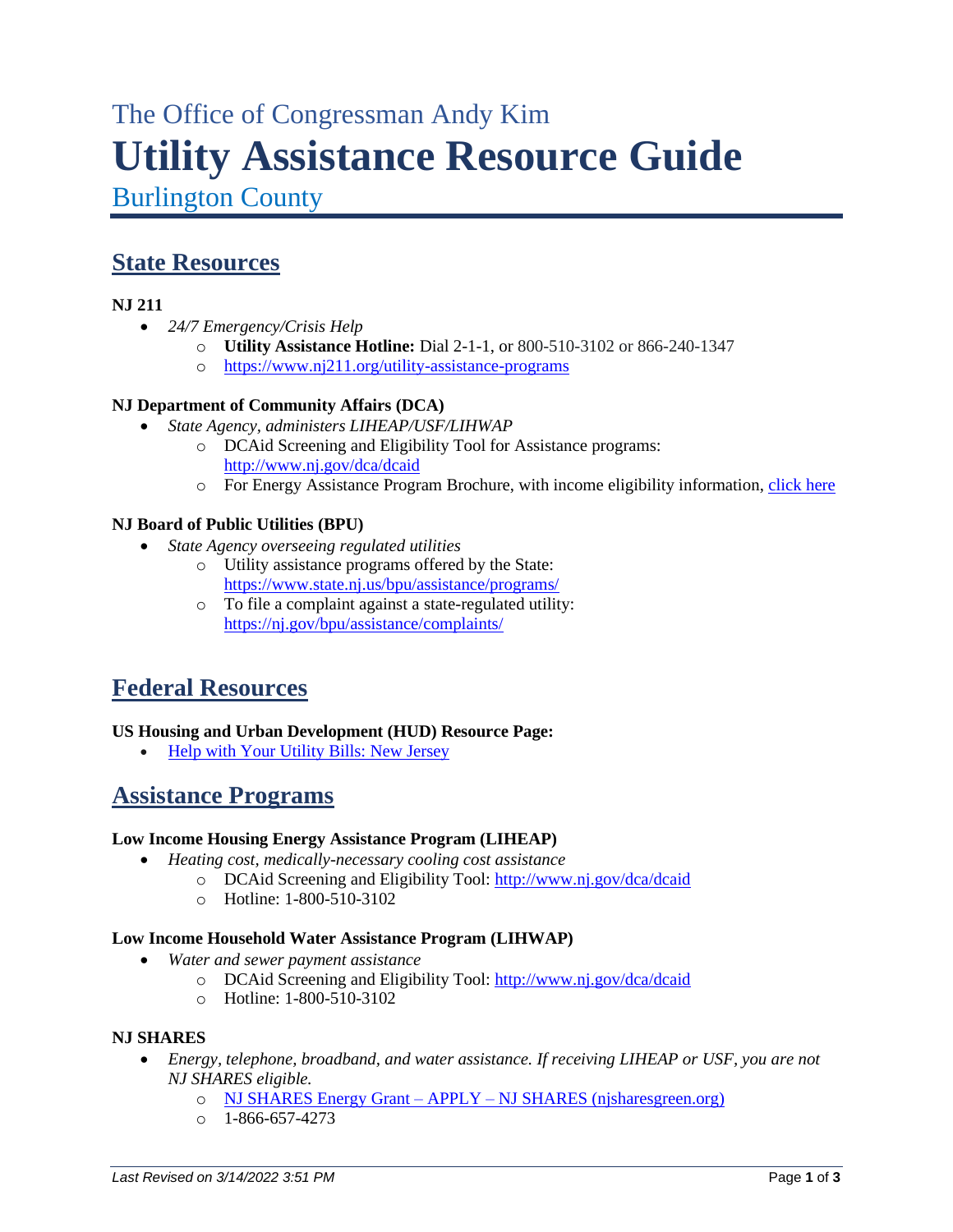The Office of Congressman Andy Kim

# Utility Assistance Resource Guide

Burlington County

## State Resources

**NJ 211**

- *24/7 Emergency/Crisis Help*
    - **Utility Assistance Hotline:** Dial 2-1-1, or 800-510-3102 or 866-240-1347
    - https://www.nj211.org/utility-assistance-programs

**NJ Department of Community Affairs (DCA)**

- *State Agency, administers LIHEAP/USF/LIHWAP*
    - DCAid Screening and Eligibility Tool for Assistance programs: http://www.nj.gov/dca/dcaid
    - For Energy Assistance Program Brochure, with income eligibility information, click here

**NJ Board of Public Utilities (BPU)**

- *State Agency overseeing regulated utilities*
    - Utility assistance programs offered by the State: https://www.state.nj.us/bpu/assistance/programs/
    - To file a complaint against a state-regulated utility: https://nj.gov/bpu/assistance/complaints/

## Federal Resources

**US Housing and Urban Development (HUD) Resource Page:**

- Help with Your Utility Bills: New Jersey

## Assistance Programs

**Low Income Housing Energy Assistance Program (LIHEAP)**

- *Heating cost, medically-necessary cooling cost assistance*
    - DCAid Screening and Eligibility Tool: http://www.nj.gov/dca/dcaid
    - Hotline: 1-800-510-3102

**Low Income Household Water Assistance Program (LIHWAP)**

- *Water and sewer payment assistance*
    - DCAid Screening and Eligibility Tool: http://www.nj.gov/dca/dcaid
    - Hotline: 1-800-510-3102

**NJ SHARES**

- *Energy, telephone, broadband, and water assistance. If receiving LIHEAP or USF, you are not NJ SHARES eligible.*
    - NJ SHARES Energy Grant – APPLY – NJ SHARES (njsharesgreen.org)
    - 1-866-657-4273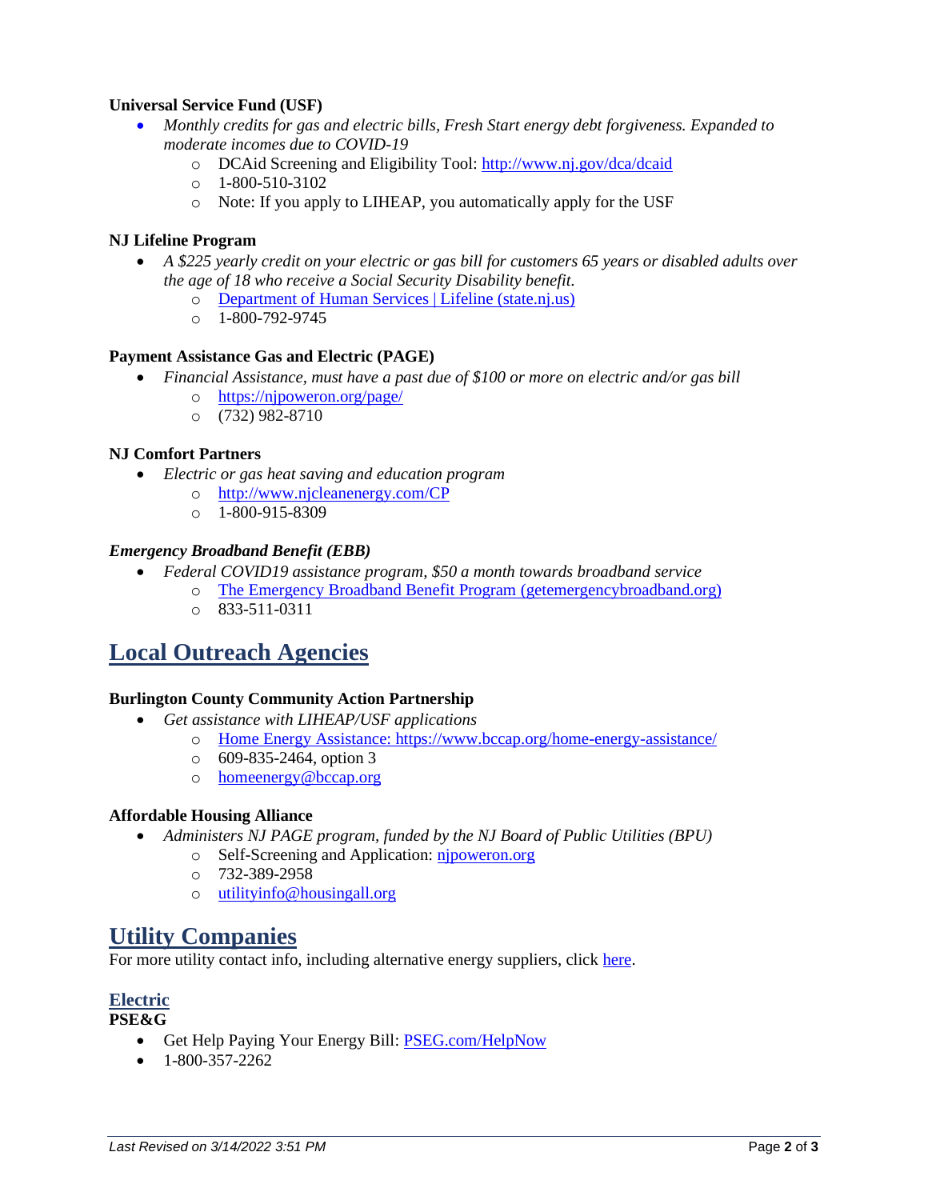**Universal Service Fund (USF)**

- *Monthly credits for gas and electric bills, Fresh Start energy debt forgiveness. Expanded to moderate incomes due to COVID-19*
  - DCAid Screening and Eligibility Tool: http://www.nj.gov/dca/dcaid
  - 1-800-510-3102
  - Note: If you apply to LIHEAP, you automatically apply for the USF

**NJ Lifeline Program**

- *A $225 yearly credit on your electric or gas bill for customers 65 years or disabled adults over the age of 18 who receive a Social Security Disability benefit.*
  - Department of Human Services | Lifeline (state.nj.us)
  - 1-800-792-9745

**Payment Assistance Gas and Electric (PAGE)**

- *Financial Assistance, must have a past due of $100 or more on electric and/or gas bill*
  - https://njpoweron.org/page/
  - (732) 982-8710

**NJ Comfort Partners**

- *Electric or gas heat saving and education program*
  - http://www.njcleanenergy.com/CP
  - 1-800-915-8309

***Emergency Broadband Benefit (EBB)***

- *Federal COVID19 assistance program, $50 a month towards broadband service*
  - The Emergency Broadband Benefit Program (getemergencybroadband.org)
  - 833-511-0311

## Local Outreach Agencies

**Burlington County Community Action Partnership**

- *Get assistance with LIHEAP/USF applications*
  - Home Energy Assistance: https://www.bccap.org/home-energy-assistance/
  - 609-835-2464, option 3
  - homeenergy@bccap.org

**Affordable Housing Alliance**

- *Administers NJ PAGE program, funded by the NJ Board of Public Utilities (BPU)*
  - Self-Screening and Application: njpoweron.org
  - 732-389-2958
  - utilityinfo@housingall.org

## Utility Companies

For more utility contact info, including alternative energy suppliers, click here.

### Electric

**PSE&G**

- Get Help Paying Your Energy Bill: PSEG.com/HelpNow
- 1-800-357-2262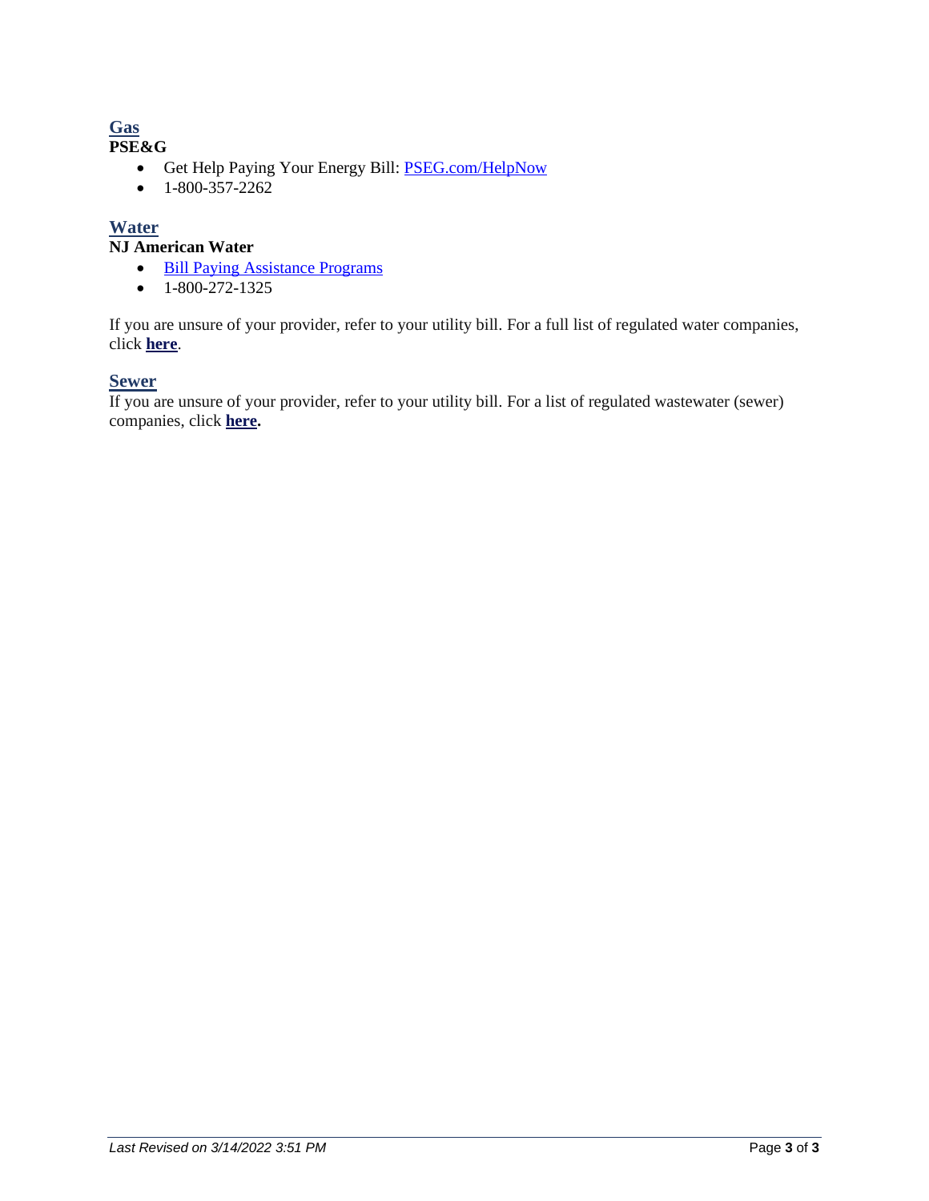## Gas

**PSE&G**

- Get Help Paying Your Energy Bill: PSEG.com/HelpNow
- 1-800-357-2262

## Water

**NJ American Water**

- Bill Paying Assistance Programs
- 1-800-272-1325

If you are unsure of your provider, refer to your utility bill. For a full list of regulated water companies, click **here**.

## Sewer

If you are unsure of your provider, refer to your utility bill. For a list of regulated wastewater (sewer) companies, click **here.**

*Last Revised on 3/14/2022 3:51 PM*